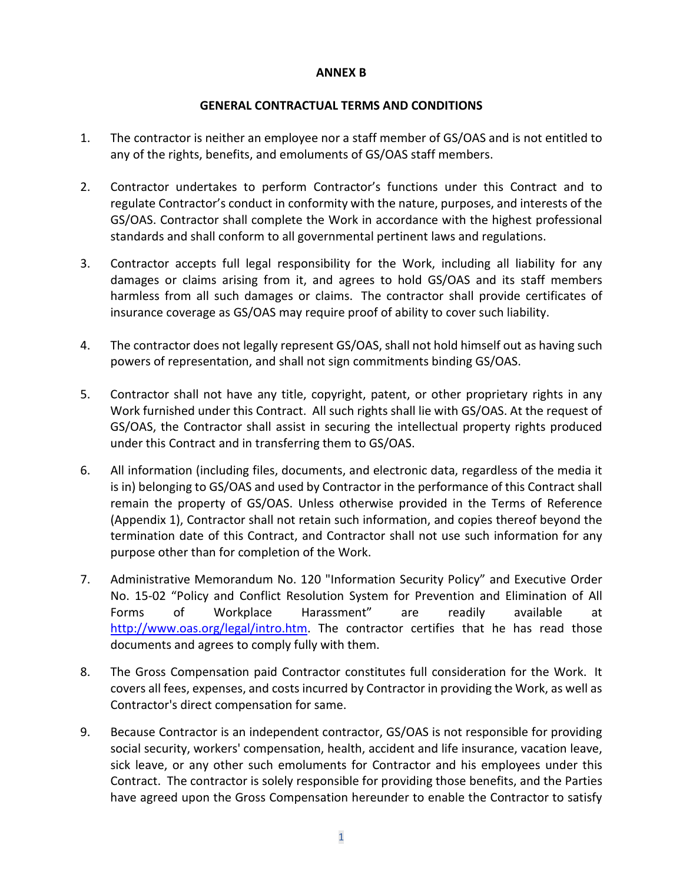**ANNEX B**

**GENERAL CONTRACTUAL TERMS AND CONDITIONS**

1. The contractor is neither an employee nor a staff member of GS/OAS and is not entitled to any of the rights, benefits, and emoluments of GS/OAS staff members.

2. Contractor undertakes to perform Contractor's functions under this Contract and to regulate Contractor's conduct in conformity with the nature, purposes, and interests of the GS/OAS. Contractor shall complete the Work in accordance with the highest professional standards and shall conform to all governmental pertinent laws and regulations.

3. Contractor accepts full legal responsibility for the Work, including all liability for any damages or claims arising from it, and agrees to hold GS/OAS and its staff members harmless from all such damages or claims. The contractor shall provide certificates of insurance coverage as GS/OAS may require proof of ability to cover such liability.

4. The contractor does not legally represent GS/OAS, shall not hold himself out as having such powers of representation, and shall not sign commitments binding GS/OAS.

5. Contractor shall not have any title, copyright, patent, or other proprietary rights in any Work furnished under this Contract. All such rights shall lie with GS/OAS. At the request of GS/OAS, the Contractor shall assist in securing the intellectual property rights produced under this Contract and in transferring them to GS/OAS.

6. All information (including files, documents, and electronic data, regardless of the media it is in) belonging to GS/OAS and used by Contractor in the performance of this Contract shall remain the property of GS/OAS. Unless otherwise provided in the Terms of Reference (Appendix 1), Contractor shall not retain such information, and copies thereof beyond the termination date of this Contract, and Contractor shall not use such information for any purpose other than for completion of the Work.

7. Administrative Memorandum No. 120 "Information Security Policy" and Executive Order No. 15-02 "Policy and Conflict Resolution System for Prevention and Elimination of All Forms of Workplace Harassment" are readily available at [http://www.oas.org/legal/intro.htm](http://www.oas.org/legal/intro.htm). The contractor certifies that he has read those documents and agrees to comply fully with them.

8. The Gross Compensation paid Contractor constitutes full consideration for the Work. It covers all fees, expenses, and costs incurred by Contractor in providing the Work, as well as Contractor's direct compensation for same.

9. Because Contractor is an independent contractor, GS/OAS is not responsible for providing social security, workers' compensation, health, accident and life insurance, vacation leave, sick leave, or any other such emoluments for Contractor and his employees under this Contract. The contractor is solely responsible for providing those benefits, and the Parties have agreed upon the Gross Compensation hereunder to enable the Contractor to satisfy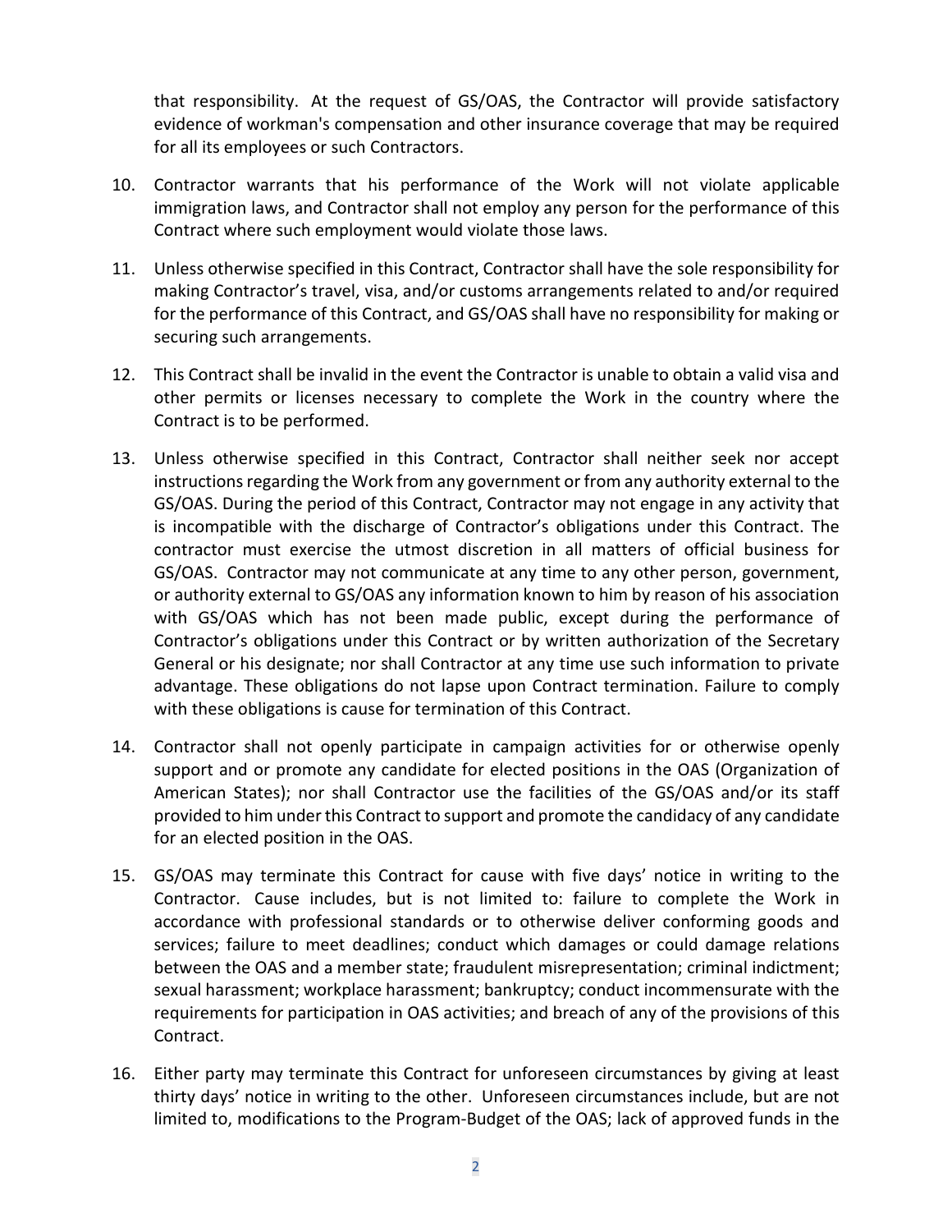that responsibility. At the request of GS/OAS, the Contractor will provide satisfactory evidence of workman's compensation and other insurance coverage that may be required for all its employees or such Contractors.

10. Contractor warrants that his performance of the Work will not violate applicable immigration laws, and Contractor shall not employ any person for the performance of this Contract where such employment would violate those laws.

11. Unless otherwise specified in this Contract, Contractor shall have the sole responsibility for making Contractor's travel, visa, and/or customs arrangements related to and/or required for the performance of this Contract, and GS/OAS shall have no responsibility for making or securing such arrangements.

12. This Contract shall be invalid in the event the Contractor is unable to obtain a valid visa and other permits or licenses necessary to complete the Work in the country where the Contract is to be performed.

13. Unless otherwise specified in this Contract, Contractor shall neither seek nor accept instructions regarding the Work from any government or from any authority external to the GS/OAS. During the period of this Contract, Contractor may not engage in any activity that is incompatible with the discharge of Contractor's obligations under this Contract. The contractor must exercise the utmost discretion in all matters of official business for GS/OAS. Contractor may not communicate at any time to any other person, government, or authority external to GS/OAS any information known to him by reason of his association with GS/OAS which has not been made public, except during the performance of Contractor's obligations under this Contract or by written authorization of the Secretary General or his designate; nor shall Contractor at any time use such information to private advantage. These obligations do not lapse upon Contract termination. Failure to comply with these obligations is cause for termination of this Contract.

14. Contractor shall not openly participate in campaign activities for or otherwise openly support and or promote any candidate for elected positions in the OAS (Organization of American States); nor shall Contractor use the facilities of the GS/OAS and/or its staff provided to him under this Contract to support and promote the candidacy of any candidate for an elected position in the OAS.

15. GS/OAS may terminate this Contract for cause with five days' notice in writing to the Contractor. Cause includes, but is not limited to: failure to complete the Work in accordance with professional standards or to otherwise deliver conforming goods and services; failure to meet deadlines; conduct which damages or could damage relations between the OAS and a member state; fraudulent misrepresentation; criminal indictment; sexual harassment; workplace harassment; bankruptcy; conduct incommensurate with the requirements for participation in OAS activities; and breach of any of the provisions of this Contract.

16. Either party may terminate this Contract for unforeseen circumstances by giving at least thirty days' notice in writing to the other. Unforeseen circumstances include, but are not limited to, modifications to the Program-Budget of the OAS; lack of approved funds in the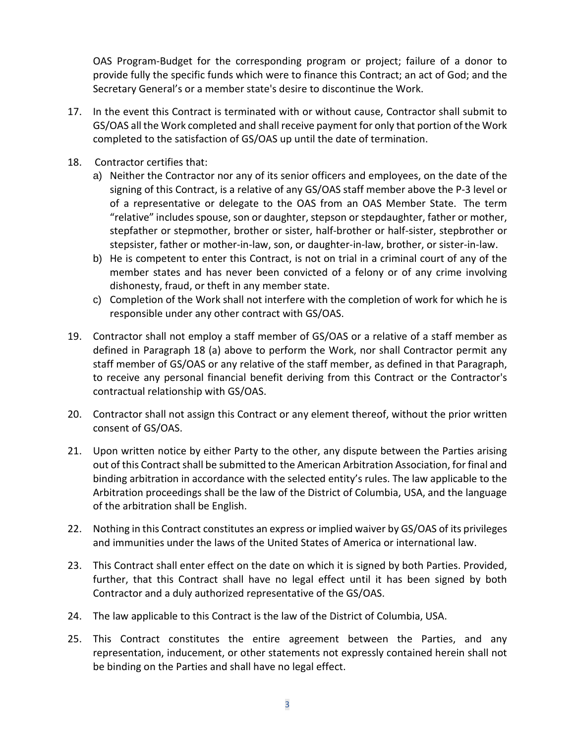OAS Program-Budget for the corresponding program or project; failure of a donor to provide fully the specific funds which were to finance this Contract; an act of God; and the Secretary General's or a member state's desire to discontinue the Work.

17. In the event this Contract is terminated with or without cause, Contractor shall submit to GS/OAS all the Work completed and shall receive payment for only that portion of the Work completed to the satisfaction of GS/OAS up until the date of termination.

18. Contractor certifies that:
    a) Neither the Contractor nor any of its senior officers and employees, on the date of the signing of this Contract, is a relative of any GS/OAS staff member above the P-3 level or of a representative or delegate to the OAS from an OAS Member State. The term "relative" includes spouse, son or daughter, stepson or stepdaughter, father or mother, stepfather or stepmother, brother or sister, half-brother or half-sister, stepbrother or stepsister, father or mother-in-law, son, or daughter-in-law, brother, or sister-in-law.
    b) He is competent to enter this Contract, is not on trial in a criminal court of any of the member states and has never been convicted of a felony or of any crime involving dishonesty, fraud, or theft in any member state.
    c) Completion of the Work shall not interfere with the completion of work for which he is responsible under any other contract with GS/OAS.

19. Contractor shall not employ a staff member of GS/OAS or a relative of a staff member as defined in Paragraph 18 (a) above to perform the Work, nor shall Contractor permit any staff member of GS/OAS or any relative of the staff member, as defined in that Paragraph, to receive any personal financial benefit deriving from this Contract or the Contractor's contractual relationship with GS/OAS.

20. Contractor shall not assign this Contract or any element thereof, without the prior written consent of GS/OAS.

21. Upon written notice by either Party to the other, any dispute between the Parties arising out of this Contract shall be submitted to the American Arbitration Association, for final and binding arbitration in accordance with the selected entity's rules. The law applicable to the Arbitration proceedings shall be the law of the District of Columbia, USA, and the language of the arbitration shall be English.

22. Nothing in this Contract constitutes an express or implied waiver by GS/OAS of its privileges and immunities under the laws of the United States of America or international law.

23. This Contract shall enter effect on the date on which it is signed by both Parties. Provided, further, that this Contract shall have no legal effect until it has been signed by both Contractor and a duly authorized representative of the GS/OAS.

24. The law applicable to this Contract is the law of the District of Columbia, USA.

25. This Contract constitutes the entire agreement between the Parties, and any representation, inducement, or other statements not expressly contained herein shall not be binding on the Parties and shall have no legal effect.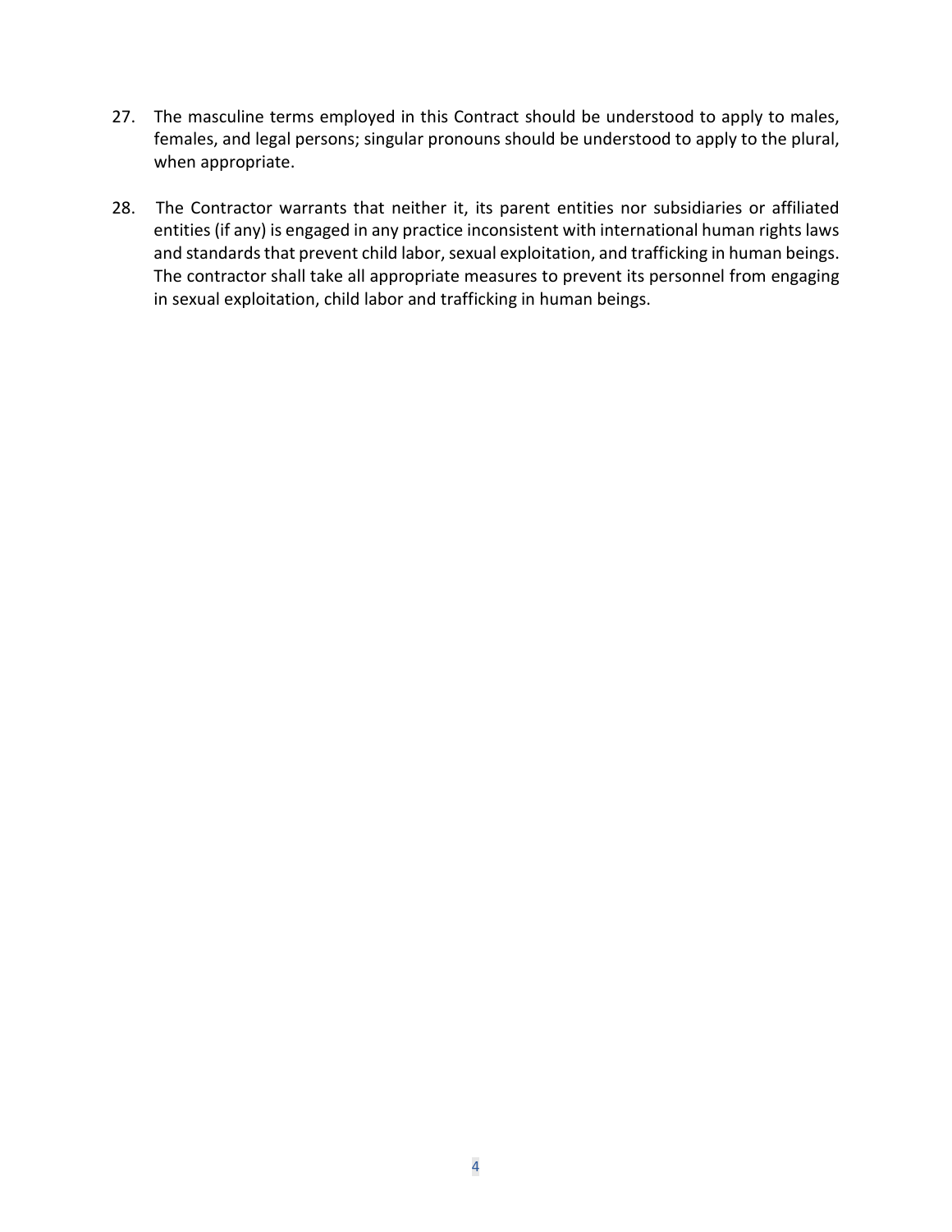27. The masculine terms employed in this Contract should be understood to apply to males, females, and legal persons; singular pronouns should be understood to apply to the plural, when appropriate.

28. The Contractor warrants that neither it, its parent entities nor subsidiaries or affiliated entities (if any) is engaged in any practice inconsistent with international human rights laws and standards that prevent child labor, sexual exploitation, and trafficking in human beings. The contractor shall take all appropriate measures to prevent its personnel from engaging in sexual exploitation, child labor and trafficking in human beings.